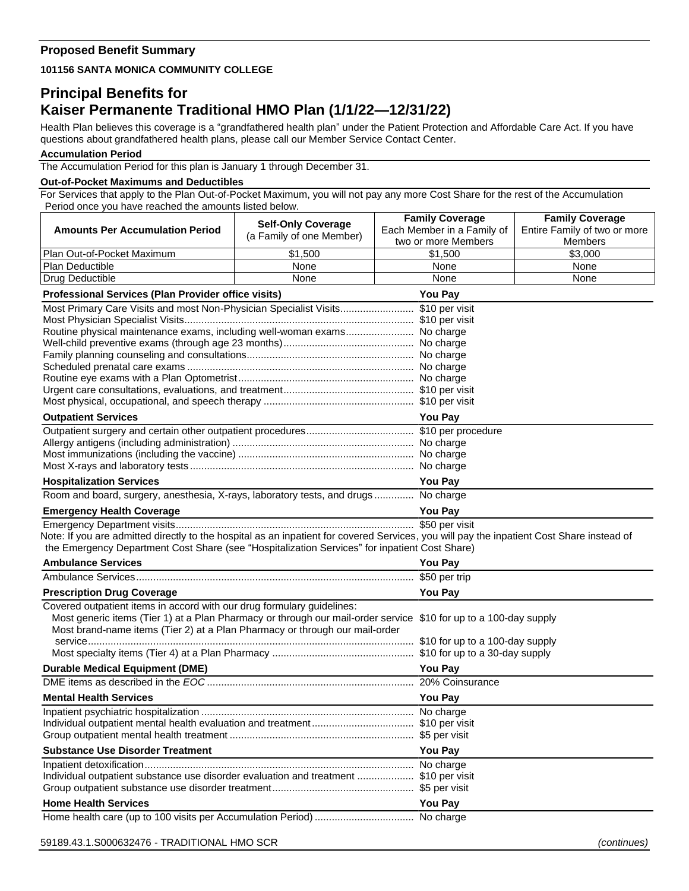**Proposed Benefit Summary**

**101156 SANTA MONICA COMMUNITY COLLEGE**

# Principal Benefits for Kaiser Permanente Traditional HMO Plan (1/1/22—12/31/22)

Health Plan believes this coverage is a "grandfathered health plan" under the Patient Protection and Affordable Care Act. If you have questions about grandfathered health plans, please call our Member Service Contact Center.

**Accumulation Period**

The Accumulation Period for this plan is January 1 through December 31.

**Out-of-Pocket Maximums and Deductibles**

For Services that apply to the Plan Out-of-Pocket Maximum, you will not pay any more Cost Share for the rest of the Accumulation Period once you have reached the amounts listed below.

| Amounts Per Accumulation Period | Self-Only Coverage (a Family of one Member) | Family Coverage Each Member in a Family of two or more Members | Family Coverage Entire Family of two or more Members |
|---|---|---|---|
| Plan Out-of-Pocket Maximum | $1,500 | $1,500 | $3,000 |
| Plan Deductible | None | None | None |
| Drug Deductible | None | None | None |

| Professional Services (Plan Provider office visits) | You Pay |
|---|---|
| Most Primary Care Visits and most Non-Physician Specialist Visits | $10 per visit |
| Most Physician Specialist Visits | $10 per visit |
| Routine physical maintenance exams, including well-woman exams | No charge |
| Well-child preventive exams (through age 23 months) | No charge |
| Family planning counseling and consultations | No charge |
| Scheduled prenatal care exams | No charge |
| Routine eye exams with a Plan Optometrist | No charge |
| Urgent care consultations, evaluations, and treatment | $10 per visit |
| Most physical, occupational, and speech therapy | $10 per visit |

| Outpatient Services | You Pay |
|---|---|
| Outpatient surgery and certain other outpatient procedures | $10 per procedure |
| Allergy antigens (including administration) | No charge |
| Most immunizations (including the vaccine) | No charge |
| Most X-rays and laboratory tests | No charge |

| Hospitalization Services | You Pay |
|---|---|
| Room and board, surgery, anesthesia, X-rays, laboratory tests, and drugs | No charge |

| Emergency Health Coverage | You Pay |
|---|---|
| Emergency Department visits | $50 per visit |

Note: If you are admitted directly to the hospital as an inpatient for covered Services, you will pay the inpatient Cost Share instead of the Emergency Department Cost Share (see "Hospitalization Services" for inpatient Cost Share)

| Ambulance Services | You Pay |
|---|---|
| Ambulance Services | $50 per trip |

| Prescription Drug Coverage | You Pay |
|---|---|
| Covered outpatient items in accord with our drug formulary guidelines: | |
| Most generic items (Tier 1) at a Plan Pharmacy or through our mail-order service | $10 for up to a 100-day supply |
| Most brand-name items (Tier 2) at a Plan Pharmacy or through our mail-order service | $10 for up to a 100-day supply |
| Most specialty items (Tier 4) at a Plan Pharmacy | $10 for up to a 30-day supply |

| Durable Medical Equipment (DME) | You Pay |
|---|---|
| DME items as described in the *EOC* | 20% Coinsurance |

| Mental Health Services | You Pay |
|---|---|
| Inpatient psychiatric hospitalization | No charge |
| Individual outpatient mental health evaluation and treatment | $10 per visit |
| Group outpatient mental health treatment | $5 per visit |

| Substance Use Disorder Treatment | You Pay |
|---|---|
| Inpatient detoxification | No charge |
| Individual outpatient substance use disorder evaluation and treatment | $10 per visit |
| Group outpatient substance use disorder treatment | $5 per visit |

| Home Health Services | You Pay |
|---|---|
| Home health care (up to 100 visits per Accumulation Period) | No charge |

59189.43.1.S000632476 - TRADITIONAL HMO SCR

*(continues)*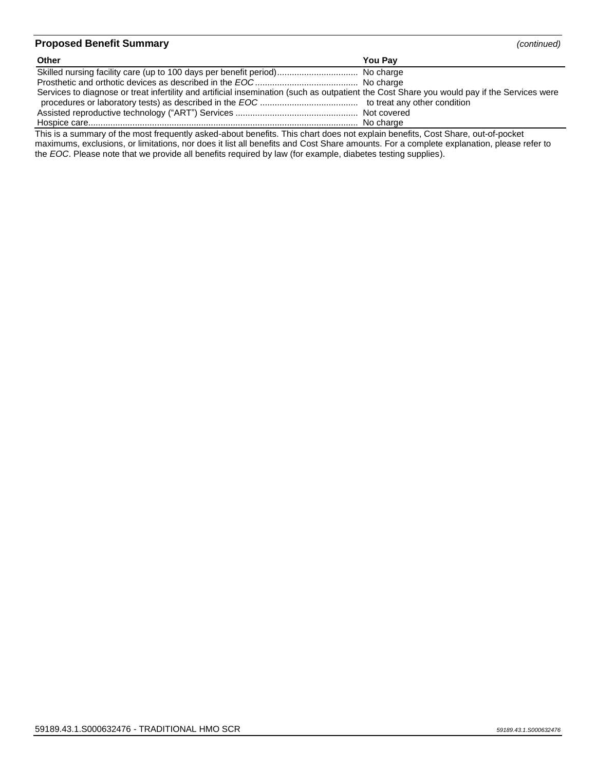## Proposed Benefit Summary *(continued)*

| Other | You Pay |
|---|---|
| Skilled nursing facility care (up to 100 days per benefit period) | No charge |
| Prosthetic and orthotic devices as described in the *EOC* | No charge |
| Services to diagnose or treat infertility and artificial insemination (such as outpatient procedures or laboratory tests) as described in the *EOC* | the Cost Share you would pay if the Services were to treat any other condition |
| Assisted reproductive technology ("ART") Services | Not covered |
| Hospice care | No charge |

This is a summary of the most frequently asked-about benefits. This chart does not explain benefits, Cost Share, out-of-pocket maximums, exclusions, or limitations, nor does it list all benefits and Cost Share amounts. For a complete explanation, please refer to the *EOC*. Please note that we provide all benefits required by law (for example, diabetes testing supplies).